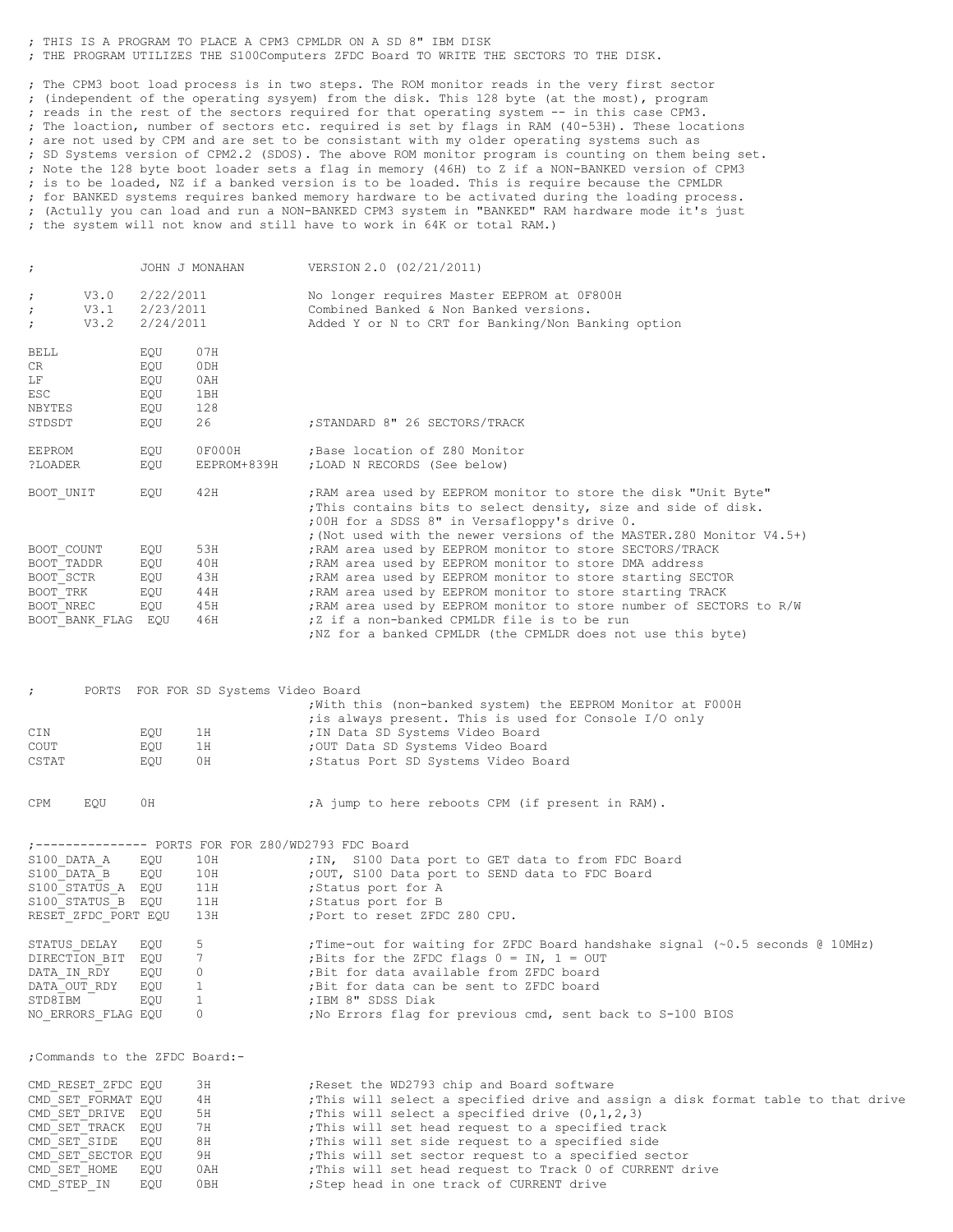```
; THIS IS A PROGRAM TO PLACE A CPM3 CPMLDR ON A SD 8" IBM DISK
; THE PROGRAM UTILIZES THE S100Computers ZFDC Board TO WRITE THE SECTORS TO THE DISK.

; The CPM3 boot load process is in two steps. The ROM monitor reads in the very first sector
; (independent of the operating sysyem) from the disk. This 128 byte (at the most), program
; reads in the rest of the sectors required for that operating system -- in this case CPM3.
; The loaction, number of sectors etc. required is set by flags in RAM (40-53H). These locations
; are not used by CPM and are set to be consistant with my older operating systems such as
; SD Systems version of CPM2.2 (SDOS). The above ROM monitor program is counting on them being set.
; Note the 128 byte boot loader sets a flag in memory (46H) to Z if a NON-BANKED version of CPM3
; is to be loaded, NZ if a banked version is to be loaded. This is require because the CPMLDR
; for BANKED systems requires banked memory hardware to be activated during the loading process.
; (Actully you can load and run a NON-BANKED CPM3 system in "BANKED" RAM hardware mode it's just
; the system will not know and still have to work in 64K or total RAM.)


;               JOHN J MONAHAN          VERSION 2.0 (02/21/2011)

;       V3.0    2/22/2011               No longer requires Master EEPROM at 0F800H
;       V3.1    2/23/2011               Combined Banked & Non Banked versions.
;       V3.2    2/24/2011               Added Y or N to CRT for Banking/Non Banking option

BELL            EQU     07H
CR              EQU     0DH
LF              EQU     0AH
ESC             EQU     1BH
NBYTES          EQU     128
STDSDT          EQU     26              ;STANDARD 8" 26 SECTORS/TRACK

EEPROM          EQU     0F000H          ;Base location of Z80 Monitor
?LOADER         EQU     EEPROM+839H     ;LOAD N RECORDS (See below)

BOOT_UNIT       EQU     42H             ;RAM area used by EEPROM monitor to store the disk "Unit Byte"
                                        ;This contains bits to select density, size and side of disk.
                                        ;00H for a SDSS 8" in Versafloppy's drive 0.
                                        ;(Not used with the newer versions of the MASTER.Z80 Monitor V4.5+)
BOOT_COUNT      EQU     53H             ;RAM area used by EEPROM monitor to store SECTORS/TRACK
BOOT_TADDR      EQU     40H             ;RAM area used by EEPROM monitor to store DMA address
BOOT_SCTR       EQU     43H             ;RAM area used by EEPROM monitor to store starting SECTOR
BOOT_TRK        EQU     44H             ;RAM area used by EEPROM monitor to store starting TRACK
BOOT_NREC       EQU     45H             ;RAM area used by EEPROM monitor to store number of SECTORS to R/W
BOOT_BANK_FLAG  EQU     46H             ;Z if a non-banked CPMLDR file is to be run
                                        ;NZ for a banked CPMLDR (the CPMLDR does not use this byte)



;       PORTS  FOR FOR SD Systems Video Board
                                        ;With this (non-banked system) the EEPROM Monitor at F000H
                                        ;is always present. This is used for Console I/O only
CIN             EQU     1H              ;IN Data SD Systems Video Board
COUT            EQU     1H              ;OUT Data SD Systems Video Board
CSTAT           EQU     0H              ;Status Port SD Systems Video Board


CPM     EQU     0H                      ;A jump to here reboots CPM (if present in RAM).


;--------------- PORTS FOR FOR Z80/WD2793 FDC Board
S100_DATA_A     EQU     10H             ;IN,  S100 Data port to GET data to from FDC Board
S100_DATA_B     EQU     10H             ;OUT, S100 Data port to SEND data to FDC Board
S100_STATUS_A   EQU     11H             ;Status port for A
S100_STATUS_B   EQU     11H             ;Status port for B
RESET_ZFDC_PORT EQU     13H             ;Port to reset ZFDC Z80 CPU.

STATUS_DELAY    EQU     5               ;Time-out for waiting for ZFDC Board handshake signal (~0.5 seconds @ 10MHz)
DIRECTION_BIT   EQU     7               ;Bits for the ZFDC flags 0 = IN, 1 = OUT
DATA_IN_RDY     EQU     0               ;Bit for data available from ZFDC board
DATA_OUT_RDY    EQU     1               ;Bit for data can be sent to ZFDC board
STD8IBM         EQU     1               ;IBM 8" SDSS Diak
NO_ERRORS_FLAG  EQU     0               ;No Errors flag for previous cmd, sent back to S-100 BIOS


;Commands to the ZFDC Board:-

CMD_RESET_ZFDC  EQU     3H              ;Reset the WD2793 chip and Board software
CMD_SET_FORMAT  EQU     4H              ;This will select a specified drive and assign a disk format table to that drive
CMD_SET_DRIVE   EQU     5H              ;This will select a specified drive (0,1,2,3)
CMD_SET_TRACK   EQU     7H              ;This will set head request to a specified track
CMD_SET_SIDE    EQU     8H              ;This will set side request to a specified side
CMD_SET_SECTOR  EQU     9H              ;This will set sector request to a specified sector
CMD_SET_HOME    EQU     0AH             ;This will set head request to Track 0 of CURRENT drive
CMD_STEP_IN     EQU     0BH             ;Step head in one track of CURRENT drive
```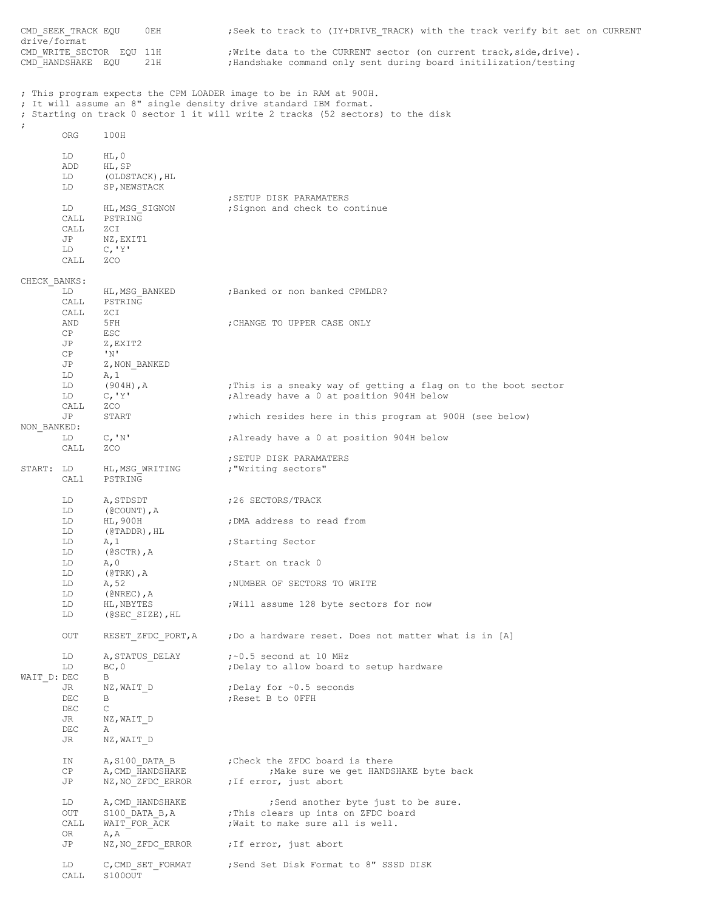```
CMD_SEEK_TRACK EQU     0EH             ;Seek to track to (IY+DRIVE_TRACK) with the track verify bit set on CURRENT
drive/format
CMD_WRITE_SECTOR  EQU 11H              ;Write data to the CURRENT sector (on current track,side,drive).
CMD_HANDSHAKE  EQU     21H             ;Handshake command only sent during board initilization/testing


; This program expects the CPM LOADER image to be in RAM at 900H.
; It will assume an 8" single density drive standard IBM format.
; Starting on track 0 sector 1 it will write 2 tracks (52 sectors) to the disk
;
        ORG     100H

        LD      HL,0
        ADD     HL,SP
        LD      (OLDSTACK),HL
        LD      SP,NEWSTACK
                                        ;SETUP DISK PARAMATERS
        LD      HL,MSG_SIGNON           ;Signon and check to continue
        CALL    PSTRING
        CALL    ZCI
        JP      NZ,EXIT1
        LD      C,'Y'
        CALL    ZCO

CHECK_BANKS:
        LD      HL,MSG_BANKED           ;Banked or non banked CPMLDR?
        CALL    PSTRING
        CALL    ZCI
        AND     5FH                     ;CHANGE TO UPPER CASE ONLY
        CP      ESC
        JP      Z,EXIT2
        CP      'N'
        JP      Z,NON_BANKED
        LD      A,1
        LD      (904H),A                ;This is a sneaky way of getting a flag on to the boot sector
        LD      C,'Y'                   ;Already have a 0 at position 904H below
        CALL    ZCO
        JP      START                   ;which resides here in this program at 900H (see below)
NON_BANKED:
        LD      C,'N'                   ;Already have a 0 at position 904H below
        CALL    ZCO
                                        ;SETUP DISK PARAMATERS
START:  LD      HL,MSG_WRITING          ;"Writing sectors"
        CALl    PSTRING

        LD      A,STDSDT                ;26 SECTORS/TRACK
        LD      (@COUNT),A
        LD      HL,900H                 ;DMA address to read from
        LD      (@TADDR),HL
        LD      A,1                     ;Starting Sector
        LD      (@SCTR),A
        LD      A,0                     ;Start on track 0
        LD      (@TRK),A
        LD      A,52                    ;NUMBER OF SECTORS TO WRITE
        LD      (@NREC),A
        LD      HL,NBYTES               ;Will assume 128 byte sectors for now
        LD      (@SEC_SIZE),HL

        OUT     RESET_ZFDC_PORT,A       ;Do a hardware reset. Does not matter what is in [A]

        LD      A,STATUS_DELAY          ;~0.5 second at 10 MHz
        LD      BC,0                    ;Delay to allow board to setup hardware
WAIT_D: DEC     B
        JR      NZ,WAIT_D               ;Delay for ~0.5 seconds
        DEC     B                       ;Reset B to 0FFH
        DEC     C
        JR      NZ,WAIT_D
        DEC     A
        JR      NZ,WAIT_D

        IN      A,S100_DATA_B           ;Check the ZFDC board is there
        CP      A,CMD_HANDSHAKE                 ;Make sure we get HANDSHAKE byte back
        JP      NZ,NO_ZFDC_ERROR        ;If error, just abort

        LD      A,CMD_HANDSHAKE                 ;Send another byte just to be sure.
        OUT     S100_DATA_B,A           ;This clears up ints on ZFDC board
        CALL    WAIT_FOR_ACK            ;Wait to make sure all is well.
        OR      A,A
        JP      NZ,NO_ZFDC_ERROR        ;If error, just abort

        LD      C,CMD_SET_FORMAT        ;Send Set Disk Format to 8" SSSD DISK
        CALL    S100OUT
```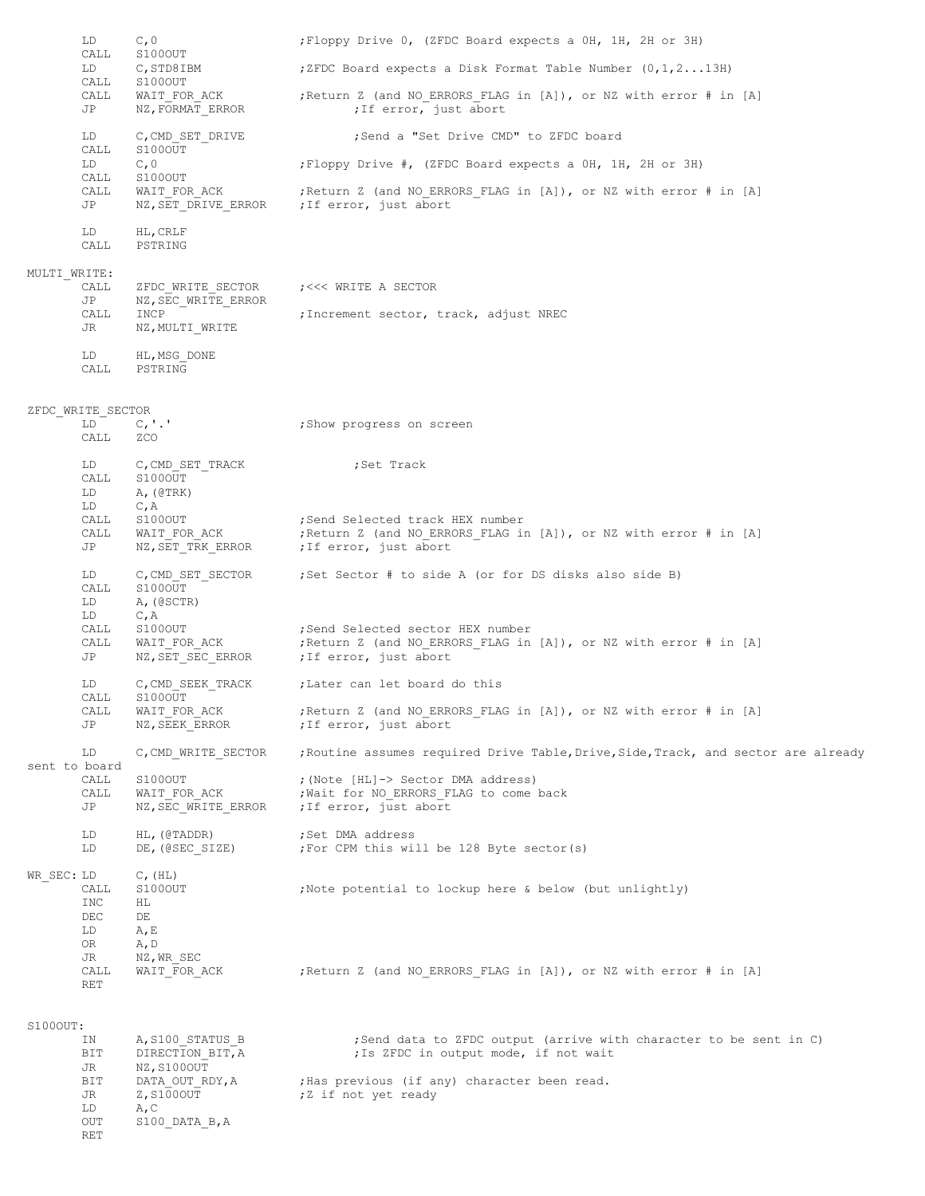```
        LD      C,0                     ;Floppy Drive 0, (ZFDC Board expects a 0H, 1H, 2H or 3H)
        CALL    S100OUT
        LD      C,STD8IBM               ;ZFDC Board expects a Disk Format Table Number (0,1,2...13H)
        CALL    S100OUT
        CALL    WAIT_FOR_ACK            ;Return Z (and NO_ERRORS_FLAG in [A]), or NZ with error # in [A]
        JP      NZ,FORMAT_ERROR                 ;If error, just abort

        LD      C,CMD_SET_DRIVE                 ;Send a "Set Drive CMD" to ZFDC board
        CALL    S100OUT
        LD      C,0                     ;Floppy Drive #, (ZFDC Board expects a 0H, 1H, 2H or 3H)
        CALL    S100OUT
        CALL    WAIT_FOR_ACK            ;Return Z (and NO_ERRORS_FLAG in [A]), or NZ with error # in [A]
        JP      NZ,SET_DRIVE_ERROR      ;If error, just abort

        LD      HL,CRLF
        CALL    PSTRING

MULTI_WRITE:
        CALL    ZFDC_WRITE_SECTOR       ;<<< WRITE A SECTOR
        JP      NZ,SEC_WRITE_ERROR
        CALL    INCP                    ;Increment sector, track, adjust NREC
        JR      NZ,MULTI_WRITE

        LD      HL,MSG_DONE
        CALL    PSTRING



ZFDC_WRITE_SECTOR
        LD      C,'.'                   ;Show progress on screen
        CALL    ZCO

        LD      C,CMD_SET_TRACK                 ;Set Track
        CALL    S100OUT
        LD      A,(@TRK)
        LD      C,A
        CALL    S100OUT                 ;Send Selected track HEX number
        CALL    WAIT_FOR_ACK            ;Return Z (and NO_ERRORS_FLAG in [A]), or NZ with error # in [A]
        JP      NZ,SET_TRK_ERROR        ;If error, just abort

        LD      C,CMD_SET_SECTOR        ;Set Sector # to side A (or for DS disks also side B)
        CALL    S100OUT
        LD      A,(@SCTR)
        LD      C,A
        CALL    S100OUT                 ;Send Selected sector HEX number
        CALL    WAIT_FOR_ACK            ;Return Z (and NO_ERRORS_FLAG in [A]), or NZ with error # in [A]
        JP      NZ,SET_SEC_ERROR        ;If error, just abort

        LD      C,CMD_SEEK_TRACK        ;Later can let board do this
        CALL    S100OUT
        CALL    WAIT_FOR_ACK            ;Return Z (and NO_ERRORS_FLAG in [A]), or NZ with error # in [A]
        JP      NZ,SEEK_ERROR           ;If error, just abort

        LD      C,CMD_WRITE_SECTOR      ;Routine assumes required Drive Table,Drive,Side,Track, and sector are already
sent to board
        CALL    S100OUT                 ;(Note [HL]-> Sector DMA address)
        CALL    WAIT_FOR_ACK            ;Wait for NO_ERRORS_FLAG to come back
        JP      NZ,SEC_WRITE_ERROR      ;If error, just abort

        LD      HL,(@TADDR)             ;Set DMA address
        LD      DE,(@SEC_SIZE)          ;For CPM this will be 128 Byte sector(s)

WR_SEC: LD      C,(HL)
        CALL    S100OUT                 ;Note potential to lockup here & below (but unlightly)
        INC     HL
        DEC     DE
        LD      A,E
        OR      A,D
        JR      NZ,WR_SEC
        CALL    WAIT_FOR_ACK            ;Return Z (and NO_ERRORS_FLAG in [A]), or NZ with error # in [A]
        RET


S100OUT:
        IN      A,S100_STATUS_B                 ;Send data to ZFDC output (arrive with character to be sent in C)
        BIT     DIRECTION_BIT,A                 ;Is ZFDC in output mode, if not wait
        JR      NZ,S100OUT
        BIT     DATA_OUT_RDY,A          ;Has previous (if any) character been read.
        JR      Z,S100OUT               ;Z if not yet ready
        LD      A,C
        OUT     S100_DATA_B,A
        RET
```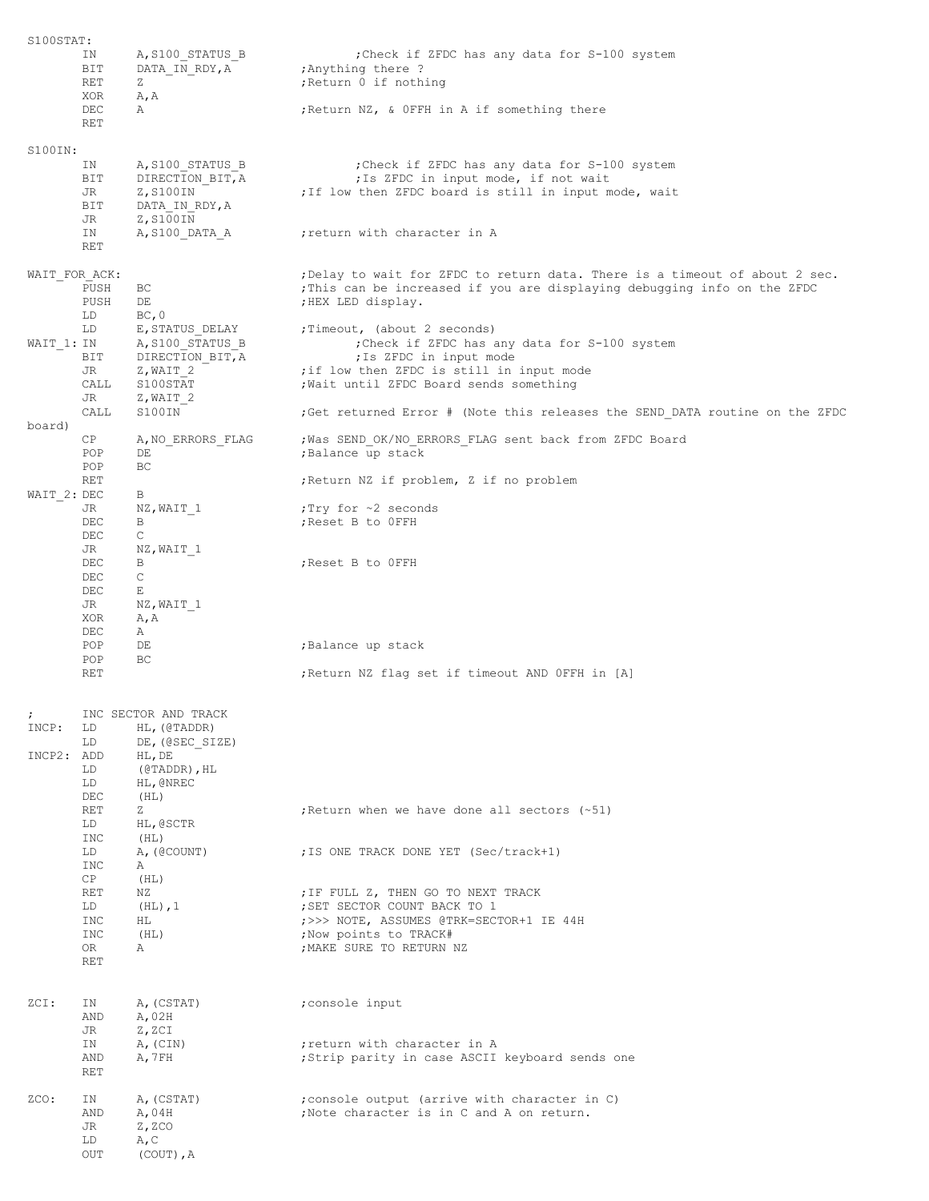```
S100STAT:
        IN      A,S100_STATUS_B                 ;Check if ZFDC has any data for S-100 system
        BIT     DATA_IN_RDY,A           ;Anything there ?
        RET     Z                       ;Return 0 if nothing
        XOR     A,A
        DEC     A                       ;Return NZ, & 0FFH in A if something there
        RET

S100IN:
        IN      A,S100_STATUS_B                 ;Check if ZFDC has any data for S-100 system
        BIT     DIRECTION_BIT,A                 ;Is ZFDC in input mode, if not wait
        JR      Z,S100IN                ;If low then ZFDC board is still in input mode, wait
        BIT     DATA_IN_RDY,A
        JR      Z,S100IN
        IN      A,S100_DATA_A           ;return with character in A
        RET

WAIT_FOR_ACK:                           ;Delay to wait for ZFDC to return data. There is a timeout of about 2 sec.
        PUSH    BC                      ;This can be increased if you are displaying debugging info on the ZFDC
        PUSH    DE                      ;HEX LED display.
        LD      BC,0
        LD      E,STATUS_DELAY          ;Timeout, (about 2 seconds)
WAIT_1: IN      A,S100_STATUS_B                 ;Check if ZFDC has any data for S-100 system
        BIT     DIRECTION_BIT,A                 ;Is ZFDC in input mode
        JR      Z,WAIT_2                ;if low then ZFDC is still in input mode
        CALL    S100STAT                ;Wait until ZFDC Board sends something
        JR      Z,WAIT_2
        CALL    S100IN                  ;Get returned Error # (Note this releases the SEND_DATA routine on the ZFDC 
board)
        CP      A,NO_ERRORS_FLAG        ;Was SEND_OK/NO_ERRORS_FLAG sent back from ZFDC Board
        POP     DE                      ;Balance up stack
        POP     BC
        RET                             ;Return NZ if problem, Z if no problem
WAIT_2: DEC     B
        JR      NZ,WAIT_1               ;Try for ~2 seconds
        DEC     B                       ;Reset B to 0FFH
        DEC     C
        JR      NZ,WAIT_1
        DEC     B                       ;Reset B to 0FFH
        DEC     C
        DEC     E
        JR      NZ,WAIT_1
        XOR     A,A
        DEC     A
        POP     DE                      ;Balance up stack
        POP     BC
        RET                             ;Return NZ flag set if timeout AND 0FFH in [A]


;       INC SECTOR AND TRACK
INCP:   LD      HL,(@TADDR)
        LD      DE,(@SEC_SIZE)
INCP2:  ADD     HL,DE
        LD      (@TADDR),HL
        LD      HL,@NREC
        DEC     (HL)
        RET     Z                       ;Return when we have done all sectors (~51)
        LD      HL,@SCTR
        INC     (HL)
        LD      A,(@COUNT)              ;IS ONE TRACK DONE YET (Sec/track+1)
        INC     A
        CP      (HL)
        RET     NZ                      ;IF FULL Z, THEN GO TO NEXT TRACK
        LD      (HL),1                  ;SET SECTOR COUNT BACK TO 1
        INC     HL                      ;>>> NOTE, ASSUMES @TRK=SECTOR+1 IE 44H
        INC     (HL)                    ;Now points to TRACK#
        OR      A                       ;MAKE SURE TO RETURN NZ
        RET


ZCI:    IN      A,(CSTAT)               ;console input
        AND     A,02H
        JR      Z,ZCI
        IN      A,(CIN)                 ;return with character in A
        AND     A,7FH                   ;Strip parity in case ASCII keyboard sends one
        RET

ZCO:    IN      A,(CSTAT)               ;console output (arrive with character in C)
        AND     A,04H                   ;Note character is in C and A on return.
        JR      Z,ZCO
        LD      A,C
        OUT     (COUT),A
```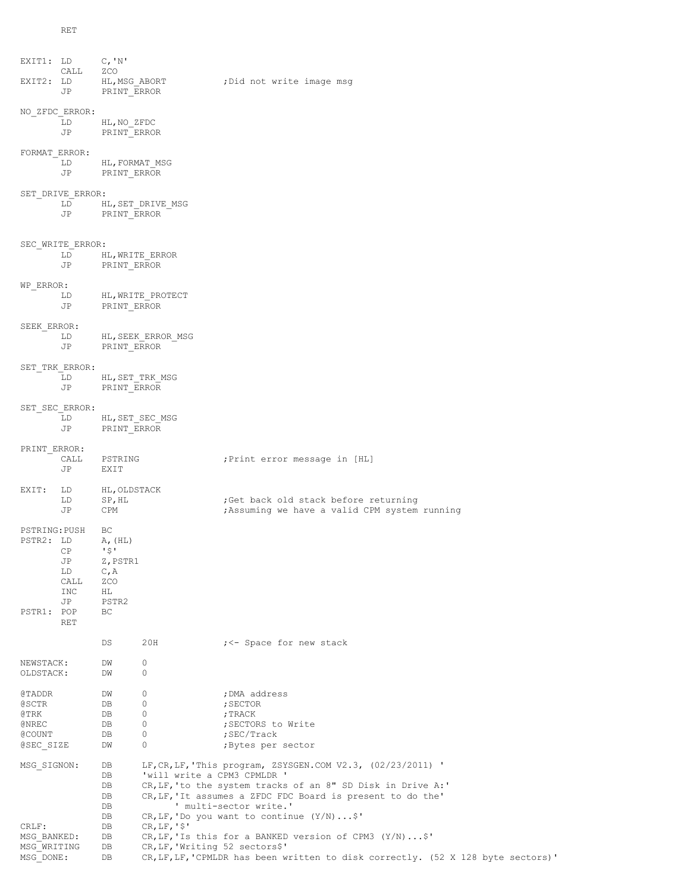```
        RET


EXIT1:  LD      C,'N'
        CALL    ZCO
EXIT2:  LD      HL,MSG_ABORT            ;Did not write image msg
        JP      PRINT_ERROR

NO_ZFDC_ERROR:
        LD      HL,NO_ZFDC
        JP      PRINT_ERROR

FORMAT_ERROR:
        LD      HL,FORMAT_MSG
        JP      PRINT_ERROR

SET_DRIVE_ERROR:
        LD      HL,SET_DRIVE_MSG
        JP      PRINT_ERROR


SEC_WRITE_ERROR:
        LD      HL,WRITE_ERROR
        JP      PRINT_ERROR

WP_ERROR:
        LD      HL,WRITE_PROTECT
        JP      PRINT_ERROR

SEEK_ERROR:
        LD      HL,SEEK_ERROR_MSG
        JP      PRINT_ERROR

SET_TRK_ERROR:
        LD      HL,SET_TRK_MSG
        JP      PRINT_ERROR

SET_SEC_ERROR:
        LD      HL,SET_SEC_MSG
        JP      PRINT_ERROR

PRINT_ERROR:
        CALL    PSTRING                 ;Print error message in [HL]
        JP      EXIT

EXIT:   LD      HL,OLDSTACK
        LD      SP,HL                   ;Get back old stack before returning
        JP      CPM                     ;Assuming we have a valid CPM system running

PSTRING:PUSH    BC
PSTR2:  LD      A,(HL)
        CP      '$'
        JP      Z,PSTR1
        LD      C,A
        CALL    ZCO
        INC     HL
        JP      PSTR2
PSTR1:  POP     BC
        RET

                DS      20H             ;<- Space for new stack

NEWSTACK:       DW      0
OLDSTACK:       DW      0

@TADDR          DW      0               ;DMA address
@SCTR           DB      0               ;SECTOR
@TRK            DB      0               ;TRACK
@NREC           DB      0               ;SECTORS to Write
@COUNT          DB      0               ;SEC/Track
@SEC_SIZE       DW      0               ;Bytes per sector

MSG_SIGNON:     DB      LF,CR,LF,'This program, ZSYSGEN.COM V2.3, (02/23/2011) '
                DB      'will write a CPM3 CPMLDR '
                DB      CR,LF,'to the system tracks of an 8" SD Disk in Drive A:'
                DB      CR,LF,'It assumes a ZFDC FDC Board is present to do the'
                DB              ' multi-sector write.'
                DB      CR,LF,'Do you want to continue (Y/N)...$'
CRLF:           DB      CR,LF,'$'
MSG_BANKED:     DB      CR,LF,'Is this for a BANKED version of CPM3 (Y/N)...$'
MSG_WRITING     DB      CR,LF,'Writing 52 sectors$'
MSG_DONE:       DB      CR,LF,LF,'CPMLDR has been written to disk correctly. (52 X 128 byte sectors)'
```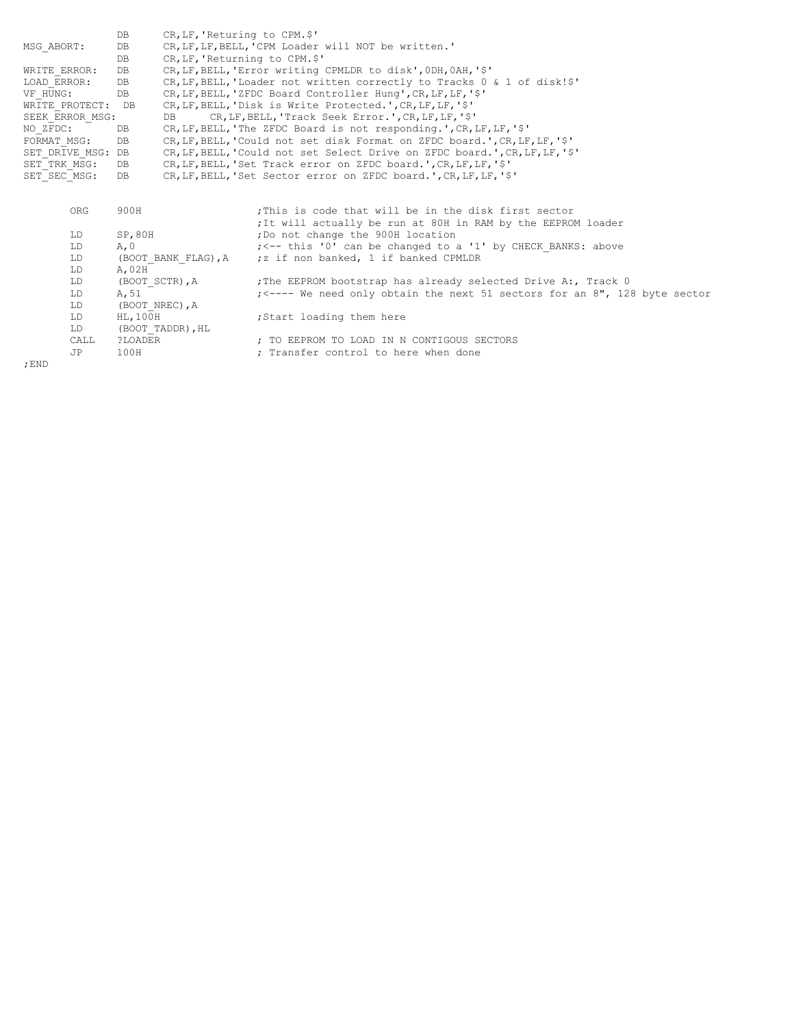```
                DB      CR,LF,'Returing to CPM.$'
MSG_ABORT:      DB      CR,LF,LF,BELL,'CPM Loader will NOT be written.'
                DB      CR,LF,'Returning to CPM.$'
WRITE_ERROR:    DB      CR,LF,BELL,'Error writing CPMLDR to disk',0DH,0AH,'$'
LOAD_ERROR:     DB      CR,LF,BELL,'Loader not written correctly to Tracks 0 & 1 of disk!$'
VF_HUNG:        DB      CR,LF,BELL,'ZFDC Board Controller Hung',CR,LF,LF,'$'
WRITE_PROTECT:  DB      CR,LF,BELL,'Disk is Write Protected.',CR,LF,LF,'$'
SEEK_ERROR_MSG:         DB      CR,LF,BELL,'Track Seek Error.',CR,LF,LF,'$'
NO_ZFDC:        DB      CR,LF,BELL,'The ZFDC Board is not responding.',CR,LF,LF,'$'
FORMAT_MSG:     DB      CR,LF,BELL,'Could not set disk Format on ZFDC board.',CR,LF,LF,'$'
SET_DRIVE_MSG:  DB      CR,LF,BELL,'Could not set Select Drive on ZFDC board.',CR,LF,LF,'$'
SET_TRK_MSG:    DB      CR,LF,BELL,'Set Track error on ZFDC board.',CR,LF,LF,'$'
SET_SEC_MSG:    DB      CR,LF,BELL,'Set Sector error on ZFDC board.',CR,LF,LF,'$'


        ORG     900H                    ;This is code that will be in the disk first sector
                                        ;It will actually be run at 80H in RAM by the EEPROM loader
        LD      SP,80H                  ;Do not change the 900H location
        LD      A,0                     ;<-- this '0' can be changed to a '1' by CHECK_BANKS: above
        LD      (BOOT_BANK_FLAG),A      ;z if non banked, 1 if banked CPMLDR
        LD      A,02H
        LD      (BOOT_SCTR),A           ;The EEPROM bootstrap has already selected Drive A:, Track 0
        LD      A,51                    ;<---- We need only obtain the next 51 sectors for an 8", 128 byte sector
        LD      (BOOT_NREC),A
        LD      HL,100H                 ;Start loading them here
        LD      (BOOT_TADDR),HL
        CALL    ?LOADER                 ; TO EEPROM TO LOAD IN N CONTIGOUS SECTORS
        JP      100H                    ; Transfer control to here when done
;END
```